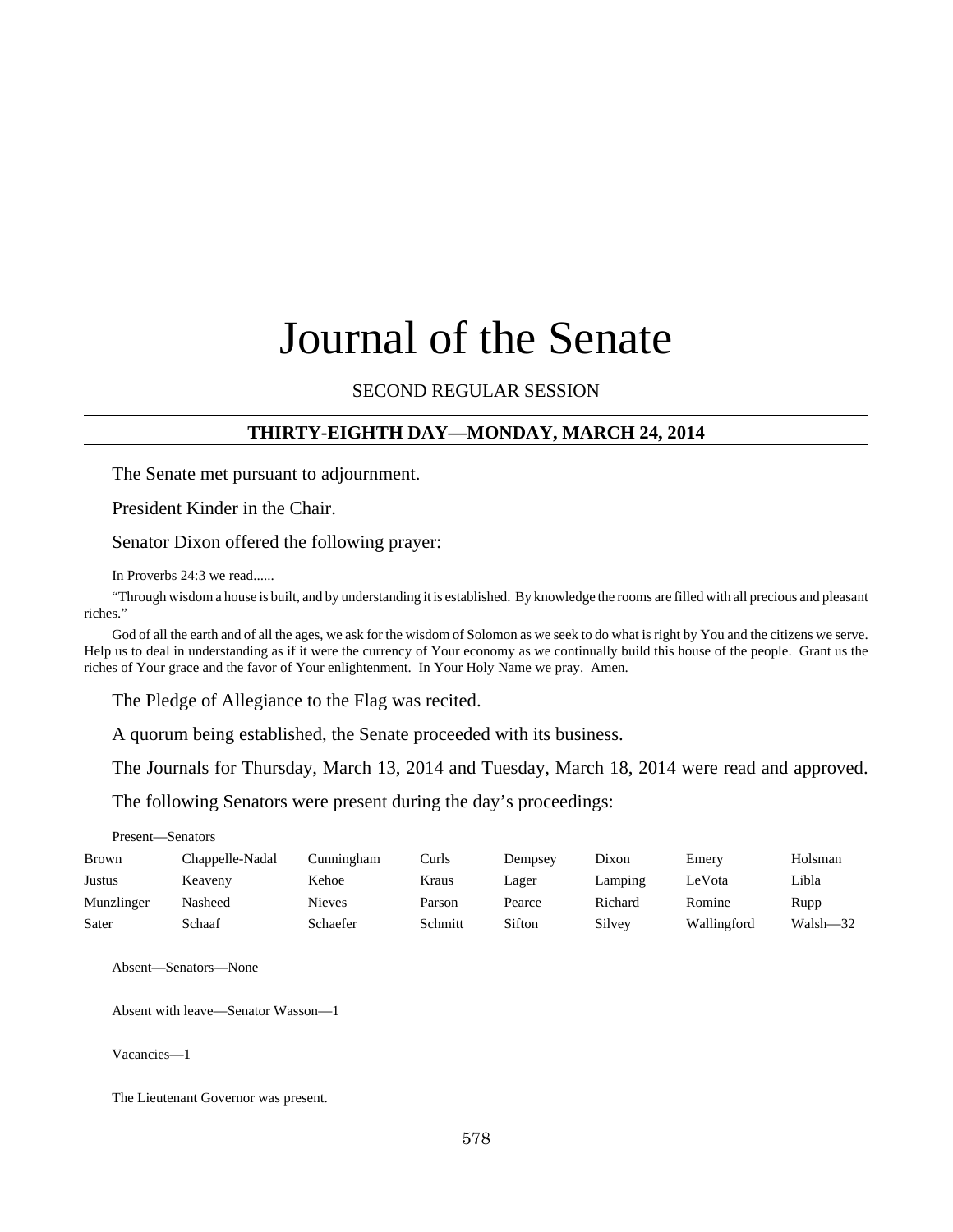# Journal of the Senate

SECOND REGULAR SESSION

## THIRTY-EIGHTH DAY—MONDAY, MARCH 24, 2014

The Senate met pursuant to adjournment.

President Kinder in the Chair.

Senator Dixon offered the following prayer:

In Proverbs 24:3 we read......

"Through wisdom a house is built, and by understanding it is established. By knowledge the rooms are filled with all precious and pleasant riches."

God of all the earth and of all the ages, we ask for the wisdom of Solomon as we seek to do what is right by You and the citizens we serve. Help us to deal in understanding as if it were the currency of Your economy as we continually build this house of the people. Grant us the riches of Your grace and the favor of Your enlightenment. In Your Holy Name we pray. Amen.

The Pledge of Allegiance to the Flag was recited.

A quorum being established, the Senate proceeded with its business.

The Journals for Thursday, March 13, 2014 and Tuesday, March 18, 2014 were read and approved.

The following Senators were present during the day's proceedings:

Present—Senators

| | | | | | | | |
|---|---|---|---|---|---|---|---|
| Brown | Chappelle-Nadal | Cunningham | Curls | Dempsey | Dixon | Emery | Holsman |
| Justus | Keaveny | Kehoe | Kraus | Lager | Lamping | LeVota | Libla |
| Munzlinger | Nasheed | Nieves | Parson | Pearce | Richard | Romine | Rupp |
| Sater | Schaaf | Schaefer | Schmitt | Sifton | Silvey | Wallingford | Walsh—32 |

Absent—Senators—None

Absent with leave—Senator Wasson—1

Vacancies—1

The Lieutenant Governor was present.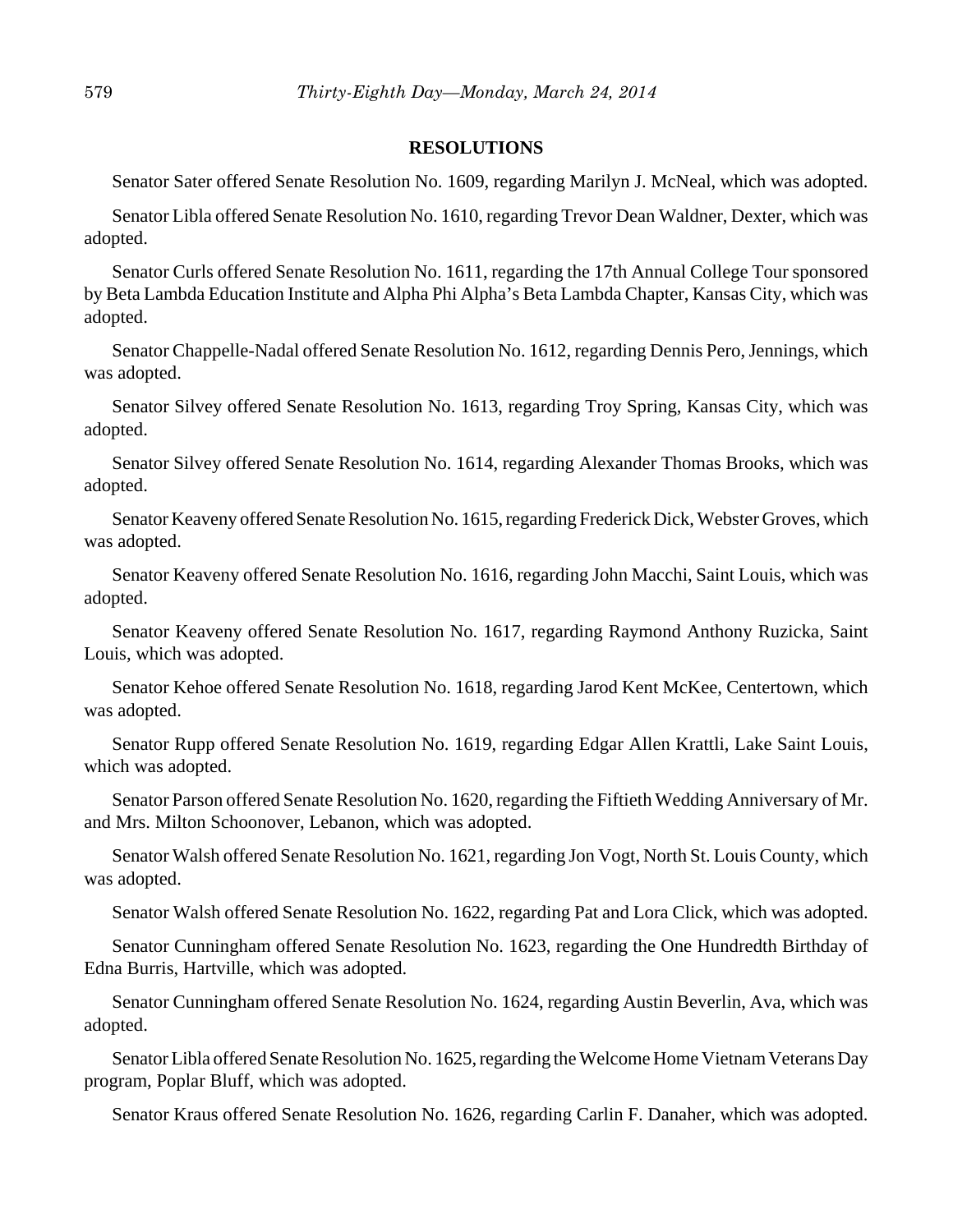## RESOLUTIONS

Senator Sater offered Senate Resolution No. 1609, regarding Marilyn J. McNeal, which was adopted.

Senator Libla offered Senate Resolution No. 1610, regarding Trevor Dean Waldner, Dexter, which was adopted.

Senator Curls offered Senate Resolution No. 1611, regarding the 17th Annual College Tour sponsored by Beta Lambda Education Institute and Alpha Phi Alpha's Beta Lambda Chapter, Kansas City, which was adopted.

Senator Chappelle-Nadal offered Senate Resolution No. 1612, regarding Dennis Pero, Jennings, which was adopted.

Senator Silvey offered Senate Resolution No. 1613, regarding Troy Spring, Kansas City, which was adopted.

Senator Silvey offered Senate Resolution No. 1614, regarding Alexander Thomas Brooks, which was adopted.

Senator Keaveny offered Senate Resolution No. 1615, regarding Frederick Dick, Webster Groves, which was adopted.

Senator Keaveny offered Senate Resolution No. 1616, regarding John Macchi, Saint Louis, which was adopted.

Senator Keaveny offered Senate Resolution No. 1617, regarding Raymond Anthony Ruzicka, Saint Louis, which was adopted.

Senator Kehoe offered Senate Resolution No. 1618, regarding Jarod Kent McKee, Centertown, which was adopted.

Senator Rupp offered Senate Resolution No. 1619, regarding Edgar Allen Krattli, Lake Saint Louis, which was adopted.

Senator Parson offered Senate Resolution No. 1620, regarding the Fiftieth Wedding Anniversary of Mr. and Mrs. Milton Schoonover, Lebanon, which was adopted.

Senator Walsh offered Senate Resolution No. 1621, regarding Jon Vogt, North St. Louis County, which was adopted.

Senator Walsh offered Senate Resolution No. 1622, regarding Pat and Lora Click, which was adopted.

Senator Cunningham offered Senate Resolution No. 1623, regarding the One Hundredth Birthday of Edna Burris, Hartville, which was adopted.

Senator Cunningham offered Senate Resolution No. 1624, regarding Austin Beverlin, Ava, which was adopted.

Senator Libla offered Senate Resolution No. 1625, regarding the Welcome Home Vietnam Veterans Day program, Poplar Bluff, which was adopted.

Senator Kraus offered Senate Resolution No. 1626, regarding Carlin F. Danaher, which was adopted.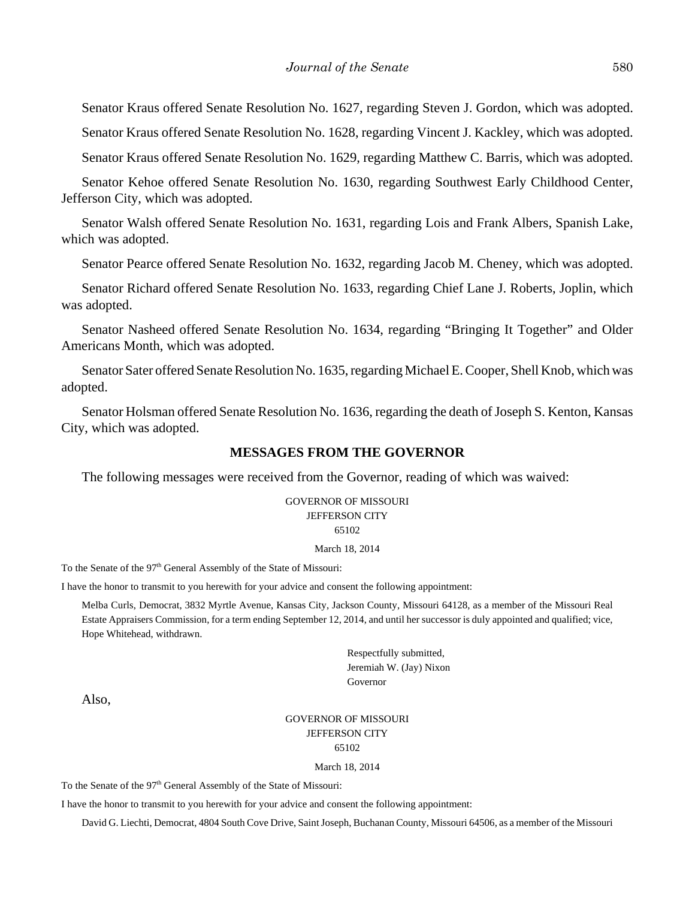Senator Kraus offered Senate Resolution No. 1627, regarding Steven J. Gordon, which was adopted.

Senator Kraus offered Senate Resolution No. 1628, regarding Vincent J. Kackley, which was adopted.

Senator Kraus offered Senate Resolution No. 1629, regarding Matthew C. Barris, which was adopted.

Senator Kehoe offered Senate Resolution No. 1630, regarding Southwest Early Childhood Center, Jefferson City, which was adopted.

Senator Walsh offered Senate Resolution No. 1631, regarding Lois and Frank Albers, Spanish Lake, which was adopted.

Senator Pearce offered Senate Resolution No. 1632, regarding Jacob M. Cheney, which was adopted.

Senator Richard offered Senate Resolution No. 1633, regarding Chief Lane J. Roberts, Joplin, which was adopted.

Senator Nasheed offered Senate Resolution No. 1634, regarding "Bringing It Together" and Older Americans Month, which was adopted.

Senator Sater offered Senate Resolution No. 1635, regarding Michael E. Cooper, Shell Knob, which was adopted.

Senator Holsman offered Senate Resolution No. 1636, regarding the death of Joseph S. Kenton, Kansas City, which was adopted.

## MESSAGES FROM THE GOVERNOR

The following messages were received from the Governor, reading of which was waived:

GOVERNOR OF MISSOURI
JEFFERSON CITY
65102

March 18, 2014

To the Senate of the 97th General Assembly of the State of Missouri:

I have the honor to transmit to you herewith for your advice and consent the following appointment:

Melba Curls, Democrat, 3832 Myrtle Avenue, Kansas City, Jackson County, Missouri 64128, as a member of the Missouri Real Estate Appraisers Commission, for a term ending September 12, 2014, and until her successor is duly appointed and qualified; vice, Hope Whitehead, withdrawn.

Respectfully submitted,
Jeremiah W. (Jay) Nixon
Governor

Also,

GOVERNOR OF MISSOURI
JEFFERSON CITY
65102

March 18, 2014

To the Senate of the 97th General Assembly of the State of Missouri:

I have the honor to transmit to you herewith for your advice and consent the following appointment:

David G. Liechti, Democrat, 4804 South Cove Drive, Saint Joseph, Buchanan County, Missouri 64506, as a member of the Missouri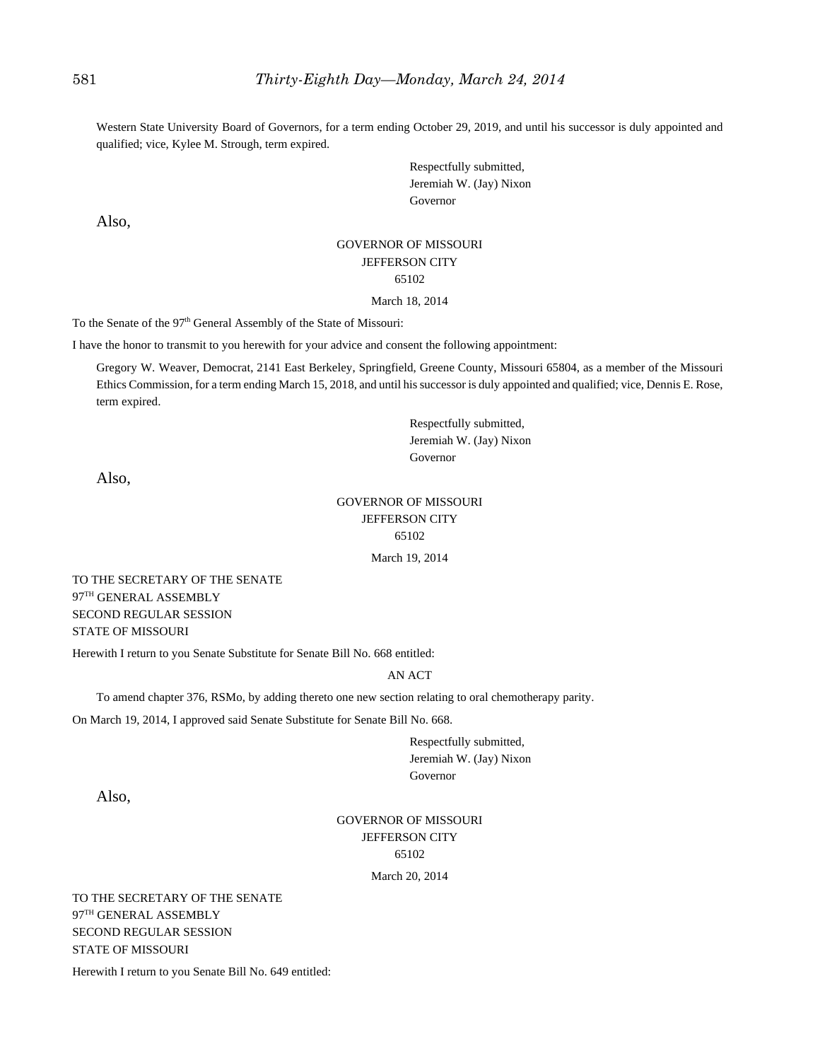Western State University Board of Governors, for a term ending October 29, 2019, and until his successor is duly appointed and qualified; vice, Kylee M. Strough, term expired.

Respectfully submitted,
Jeremiah W. (Jay) Nixon
Governor

Also,

GOVERNOR OF MISSOURI
JEFFERSON CITY
65102

March 18, 2014

To the Senate of the 97th General Assembly of the State of Missouri:

I have the honor to transmit to you herewith for your advice and consent the following appointment:

Gregory W. Weaver, Democrat, 2141 East Berkeley, Springfield, Greene County, Missouri 65804, as a member of the Missouri Ethics Commission, for a term ending March 15, 2018, and until his successor is duly appointed and qualified; vice, Dennis E. Rose, term expired.

Respectfully submitted,
Jeremiah W. (Jay) Nixon
Governor

Also,

GOVERNOR OF MISSOURI
JEFFERSON CITY
65102

March 19, 2014

TO THE SECRETARY OF THE SENATE
97TH GENERAL ASSEMBLY
SECOND REGULAR SESSION
STATE OF MISSOURI

Herewith I return to you Senate Substitute for Senate Bill No. 668 entitled:

AN ACT

To amend chapter 376, RSMo, by adding thereto one new section relating to oral chemotherapy parity.

On March 19, 2014, I approved said Senate Substitute for Senate Bill No. 668.

Respectfully submitted,
Jeremiah W. (Jay) Nixon
Governor

Also,

GOVERNOR OF MISSOURI
JEFFERSON CITY
65102

March 20, 2014

TO THE SECRETARY OF THE SENATE
97TH GENERAL ASSEMBLY
SECOND REGULAR SESSION
STATE OF MISSOURI

Herewith I return to you Senate Bill No. 649 entitled: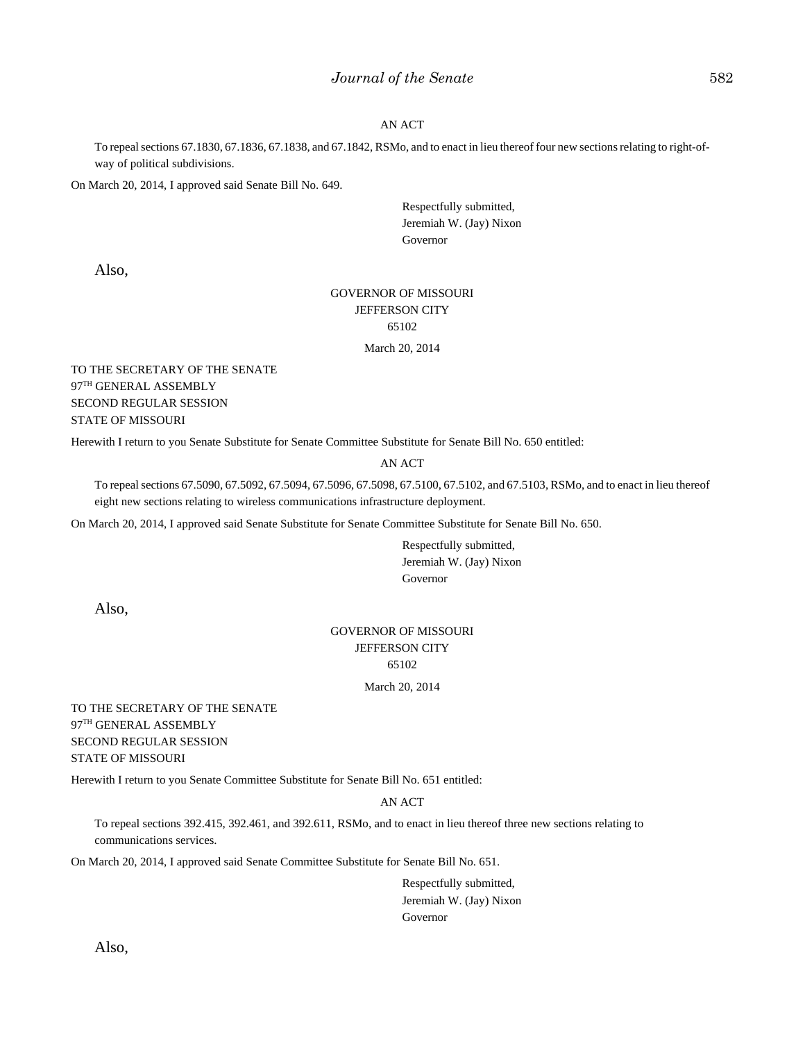AN ACT

To repeal sections 67.1830, 67.1836, 67.1838, and 67.1842, RSMo, and to enact in lieu thereof four new sections relating to right-of-way of political subdivisions.

On March 20, 2014, I approved said Senate Bill No. 649.

Respectfully submitted,
Jeremiah W. (Jay) Nixon
Governor

Also,

GOVERNOR OF MISSOURI
JEFFERSON CITY
65102

March 20, 2014

TO THE SECRETARY OF THE SENATE
97TH GENERAL ASSEMBLY
SECOND REGULAR SESSION
STATE OF MISSOURI

Herewith I return to you Senate Substitute for Senate Committee Substitute for Senate Bill No. 650 entitled:

AN ACT

To repeal sections 67.5090, 67.5092, 67.5094, 67.5096, 67.5098, 67.5100, 67.5102, and 67.5103, RSMo, and to enact in lieu thereof eight new sections relating to wireless communications infrastructure deployment.

On March 20, 2014, I approved said Senate Substitute for Senate Committee Substitute for Senate Bill No. 650.

Respectfully submitted,
Jeremiah W. (Jay) Nixon
Governor

Also,

GOVERNOR OF MISSOURI
JEFFERSON CITY
65102

March 20, 2014

TO THE SECRETARY OF THE SENATE
97TH GENERAL ASSEMBLY
SECOND REGULAR SESSION
STATE OF MISSOURI

Herewith I return to you Senate Committee Substitute for Senate Bill No. 651 entitled:

AN ACT

To repeal sections 392.415, 392.461, and 392.611, RSMo, and to enact in lieu thereof three new sections relating to communications services.

On March 20, 2014, I approved said Senate Committee Substitute for Senate Bill No. 651.

Respectfully submitted,
Jeremiah W. (Jay) Nixon
Governor

Also,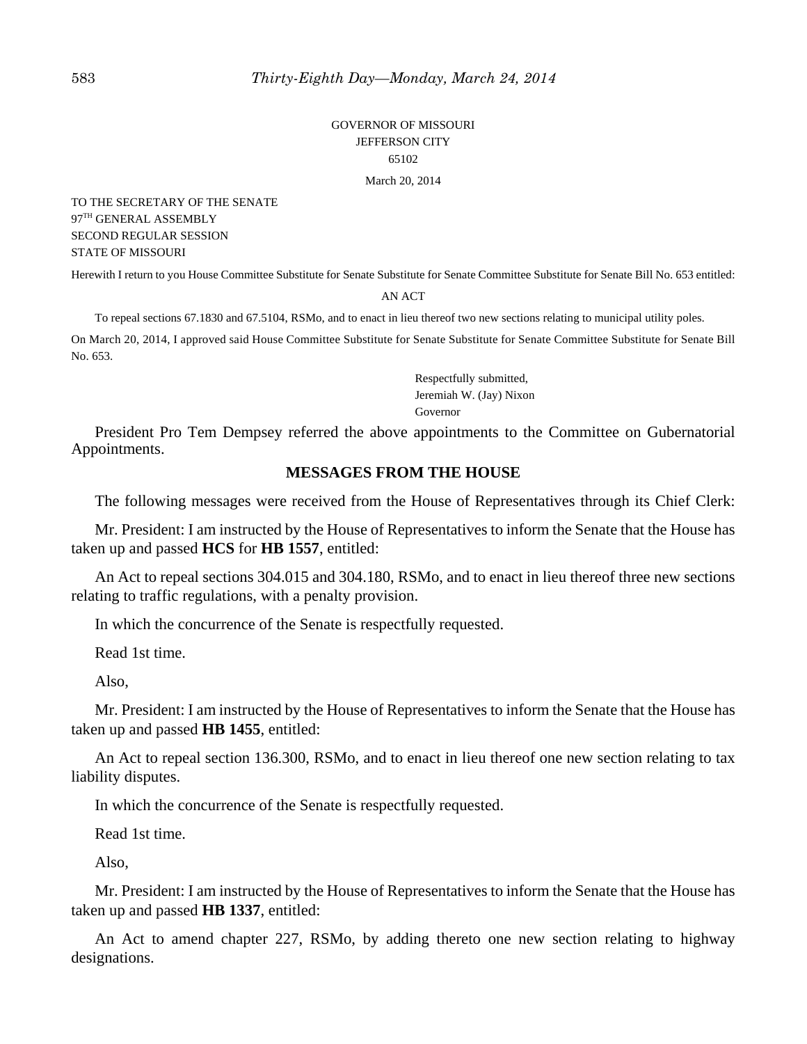GOVERNOR OF MISSOURI
JEFFERSON CITY
65102

March 20, 2014

TO THE SECRETARY OF THE SENATE
97TH GENERAL ASSEMBLY
SECOND REGULAR SESSION
STATE OF MISSOURI

Herewith I return to you House Committee Substitute for Senate Substitute for Senate Committee Substitute for Senate Bill No. 653 entitled:

AN ACT

To repeal sections 67.1830 and 67.5104, RSMo, and to enact in lieu thereof two new sections relating to municipal utility poles.

On March 20, 2014, I approved said House Committee Substitute for Senate Substitute for Senate Committee Substitute for Senate Bill No. 653.

Respectfully submitted,
Jeremiah W. (Jay) Nixon
Governor

President Pro Tem Dempsey referred the above appointments to the Committee on Gubernatorial Appointments.

## MESSAGES FROM THE HOUSE

The following messages were received from the House of Representatives through its Chief Clerk:

Mr. President: I am instructed by the House of Representatives to inform the Senate that the House has taken up and passed **HCS** for **HB 1557**, entitled:

An Act to repeal sections 304.015 and 304.180, RSMo, and to enact in lieu thereof three new sections relating to traffic regulations, with a penalty provision.

In which the concurrence of the Senate is respectfully requested.

Read 1st time.

Also,

Mr. President: I am instructed by the House of Representatives to inform the Senate that the House has taken up and passed **HB 1455**, entitled:

An Act to repeal section 136.300, RSMo, and to enact in lieu thereof one new section relating to tax liability disputes.

In which the concurrence of the Senate is respectfully requested.

Read 1st time.

Also,

Mr. President: I am instructed by the House of Representatives to inform the Senate that the House has taken up and passed **HB 1337**, entitled:

An Act to amend chapter 227, RSMo, by adding thereto one new section relating to highway designations.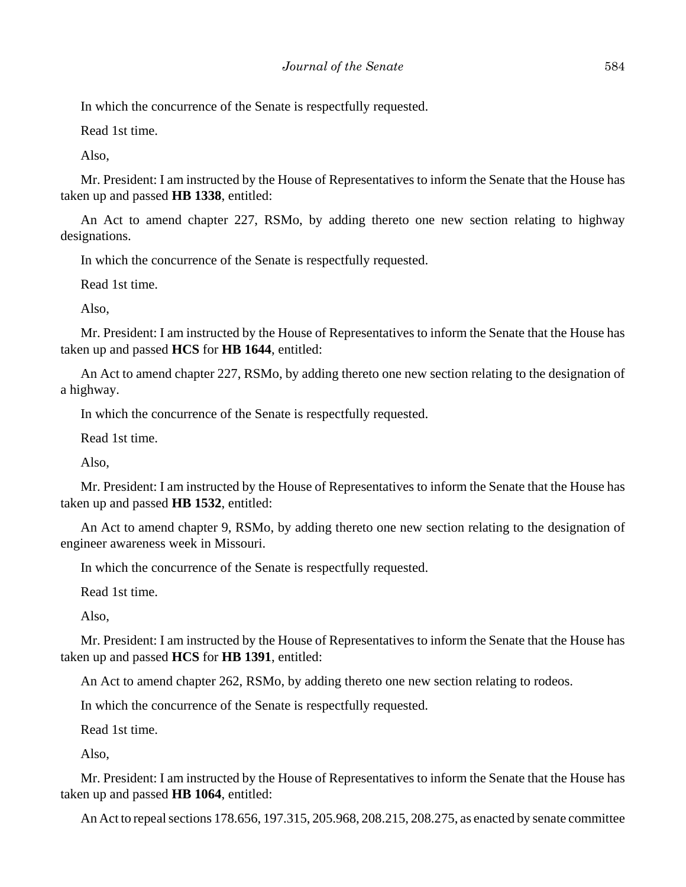In which the concurrence of the Senate is respectfully requested.

Read 1st time.

Also,

Mr. President: I am instructed by the House of Representatives to inform the Senate that the House has taken up and passed **HB 1338**, entitled:

An Act to amend chapter 227, RSMo, by adding thereto one new section relating to highway designations.

In which the concurrence of the Senate is respectfully requested.

Read 1st time.

Also,

Mr. President: I am instructed by the House of Representatives to inform the Senate that the House has taken up and passed **HCS** for **HB 1644**, entitled:

An Act to amend chapter 227, RSMo, by adding thereto one new section relating to the designation of a highway.

In which the concurrence of the Senate is respectfully requested.

Read 1st time.

Also,

Mr. President: I am instructed by the House of Representatives to inform the Senate that the House has taken up and passed **HB 1532**, entitled:

An Act to amend chapter 9, RSMo, by adding thereto one new section relating to the designation of engineer awareness week in Missouri.

In which the concurrence of the Senate is respectfully requested.

Read 1st time.

Also,

Mr. President: I am instructed by the House of Representatives to inform the Senate that the House has taken up and passed **HCS** for **HB 1391**, entitled:

An Act to amend chapter 262, RSMo, by adding thereto one new section relating to rodeos.

In which the concurrence of the Senate is respectfully requested.

Read 1st time.

Also,

Mr. President: I am instructed by the House of Representatives to inform the Senate that the House has taken up and passed **HB 1064**, entitled:

An Act to repeal sections 178.656, 197.315, 205.968, 208.215, 208.275, as enacted by senate committee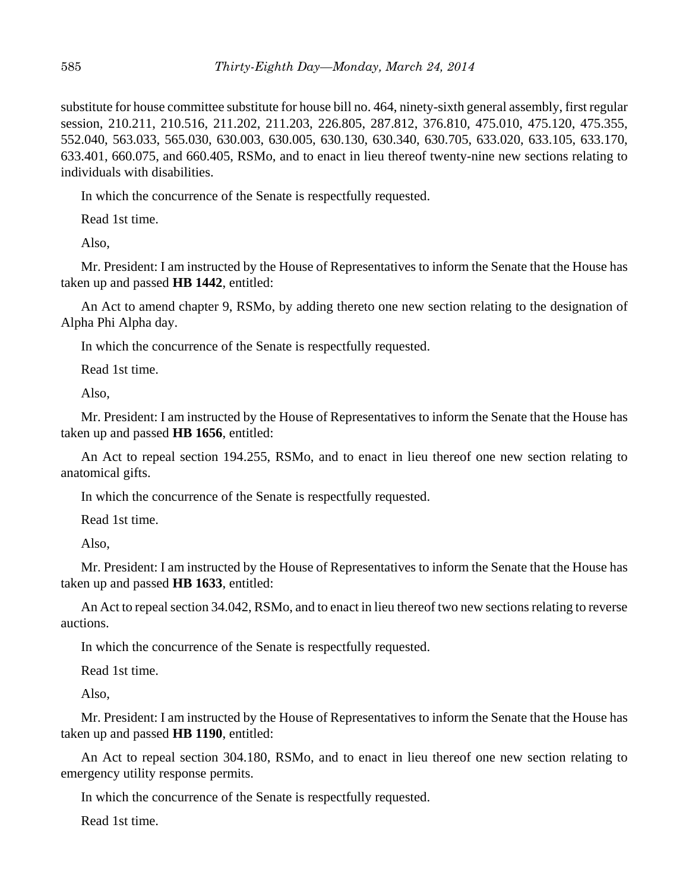substitute for house committee substitute for house bill no. 464, ninety-sixth general assembly, first regular session, 210.211, 210.516, 211.202, 211.203, 226.805, 287.812, 376.810, 475.010, 475.120, 475.355, 552.040, 563.033, 565.030, 630.003, 630.005, 630.130, 630.340, 630.705, 633.020, 633.105, 633.170, 633.401, 660.075, and 660.405, RSMo, and to enact in lieu thereof twenty-nine new sections relating to individuals with disabilities.

In which the concurrence of the Senate is respectfully requested.

Read 1st time.

Also,

Mr. President: I am instructed by the House of Representatives to inform the Senate that the House has taken up and passed **HB 1442**, entitled:

An Act to amend chapter 9, RSMo, by adding thereto one new section relating to the designation of Alpha Phi Alpha day.

In which the concurrence of the Senate is respectfully requested.

Read 1st time.

Also,

Mr. President: I am instructed by the House of Representatives to inform the Senate that the House has taken up and passed **HB 1656**, entitled:

An Act to repeal section 194.255, RSMo, and to enact in lieu thereof one new section relating to anatomical gifts.

In which the concurrence of the Senate is respectfully requested.

Read 1st time.

Also,

Mr. President: I am instructed by the House of Representatives to inform the Senate that the House has taken up and passed **HB 1633**, entitled:

An Act to repeal section 34.042, RSMo, and to enact in lieu thereof two new sections relating to reverse auctions.

In which the concurrence of the Senate is respectfully requested.

Read 1st time.

Also,

Mr. President: I am instructed by the House of Representatives to inform the Senate that the House has taken up and passed **HB 1190**, entitled:

An Act to repeal section 304.180, RSMo, and to enact in lieu thereof one new section relating to emergency utility response permits.

In which the concurrence of the Senate is respectfully requested.

Read 1st time.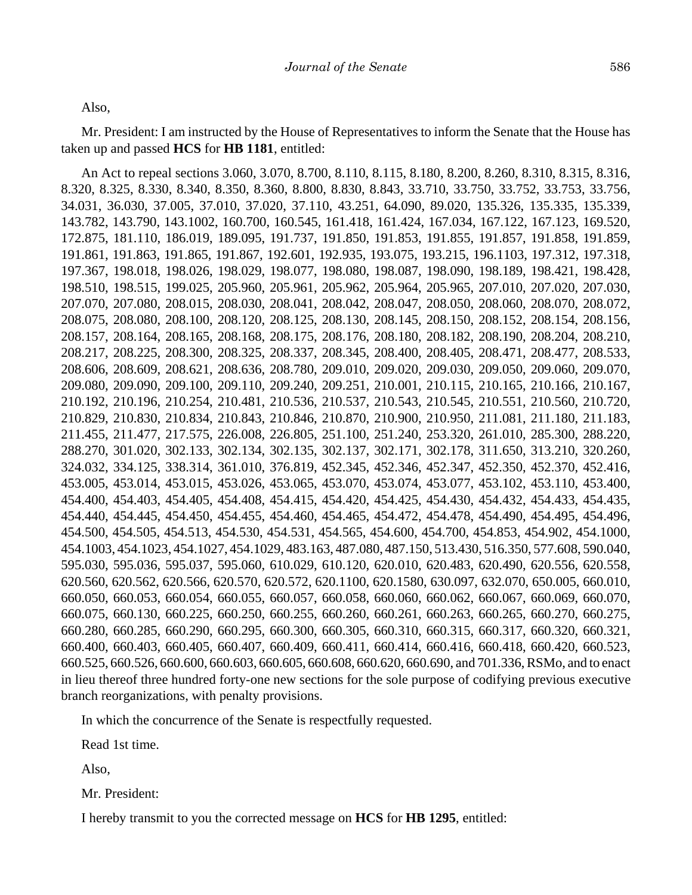Also,

Mr. President: I am instructed by the House of Representatives to inform the Senate that the House has taken up and passed **HCS** for **HB 1181**, entitled:

An Act to repeal sections 3.060, 3.070, 8.700, 8.110, 8.115, 8.180, 8.200, 8.260, 8.310, 8.315, 8.316, 8.320, 8.325, 8.330, 8.340, 8.350, 8.360, 8.800, 8.830, 8.843, 33.710, 33.750, 33.752, 33.753, 33.756, 34.031, 36.030, 37.005, 37.010, 37.020, 37.110, 43.251, 64.090, 89.020, 135.326, 135.335, 135.339, 143.782, 143.790, 143.1002, 160.700, 160.545, 161.418, 161.424, 167.034, 167.122, 167.123, 169.520, 172.875, 181.110, 186.019, 189.095, 191.737, 191.850, 191.853, 191.855, 191.857, 191.858, 191.859, 191.861, 191.863, 191.865, 191.867, 192.601, 192.935, 193.075, 193.215, 196.1103, 197.312, 197.318, 197.367, 198.018, 198.026, 198.029, 198.077, 198.080, 198.087, 198.090, 198.189, 198.421, 198.428, 198.510, 198.515, 199.025, 205.960, 205.961, 205.962, 205.964, 205.965, 207.010, 207.020, 207.030, 207.070, 207.080, 208.015, 208.030, 208.041, 208.042, 208.047, 208.050, 208.060, 208.070, 208.072, 208.075, 208.080, 208.100, 208.120, 208.125, 208.130, 208.145, 208.150, 208.152, 208.154, 208.156, 208.157, 208.164, 208.165, 208.168, 208.175, 208.176, 208.180, 208.182, 208.190, 208.204, 208.210, 208.217, 208.225, 208.300, 208.325, 208.337, 208.345, 208.400, 208.405, 208.471, 208.477, 208.533, 208.606, 208.609, 208.621, 208.636, 208.780, 209.010, 209.020, 209.030, 209.050, 209.060, 209.070, 209.080, 209.090, 209.100, 209.110, 209.240, 209.251, 210.001, 210.115, 210.165, 210.166, 210.167, 210.192, 210.196, 210.254, 210.481, 210.536, 210.537, 210.543, 210.545, 210.551, 210.560, 210.720, 210.829, 210.830, 210.834, 210.843, 210.846, 210.870, 210.900, 210.950, 211.081, 211.180, 211.183, 211.455, 211.477, 217.575, 226.008, 226.805, 251.100, 251.240, 253.320, 261.010, 285.300, 288.220, 288.270, 301.020, 302.133, 302.134, 302.135, 302.137, 302.171, 302.178, 311.650, 313.210, 320.260, 324.032, 334.125, 338.314, 361.010, 376.819, 452.345, 452.346, 452.347, 452.350, 452.370, 452.416, 453.005, 453.014, 453.015, 453.026, 453.065, 453.070, 453.074, 453.077, 453.102, 453.110, 453.400, 454.400, 454.403, 454.405, 454.408, 454.415, 454.420, 454.425, 454.430, 454.432, 454.433, 454.435, 454.440, 454.445, 454.450, 454.455, 454.460, 454.465, 454.472, 454.478, 454.490, 454.495, 454.496, 454.500, 454.505, 454.513, 454.530, 454.531, 454.565, 454.600, 454.700, 454.853, 454.902, 454.1000, 454.1003, 454.1023, 454.1027, 454.1029, 483.163, 487.080, 487.150, 513.430, 516.350, 577.608, 590.040, 595.030, 595.036, 595.037, 595.060, 610.029, 610.120, 620.010, 620.483, 620.490, 620.556, 620.558, 620.560, 620.562, 620.566, 620.570, 620.572, 620.1100, 620.1580, 630.097, 632.070, 650.005, 660.010, 660.050, 660.053, 660.054, 660.055, 660.057, 660.058, 660.060, 660.062, 660.067, 660.069, 660.070, 660.075, 660.130, 660.225, 660.250, 660.255, 660.260, 660.261, 660.263, 660.265, 660.270, 660.275, 660.280, 660.285, 660.290, 660.295, 660.300, 660.305, 660.310, 660.315, 660.317, 660.320, 660.321, 660.400, 660.403, 660.405, 660.407, 660.409, 660.411, 660.414, 660.416, 660.418, 660.420, 660.523, 660.525, 660.526, 660.600, 660.603, 660.605, 660.608, 660.620, 660.690, and 701.336, RSMo, and to enact in lieu thereof three hundred forty-one new sections for the sole purpose of codifying previous executive branch reorganizations, with penalty provisions.

In which the concurrence of the Senate is respectfully requested.

Read 1st time.

Also,

Mr. President:

I hereby transmit to you the corrected message on **HCS** for **HB 1295**, entitled: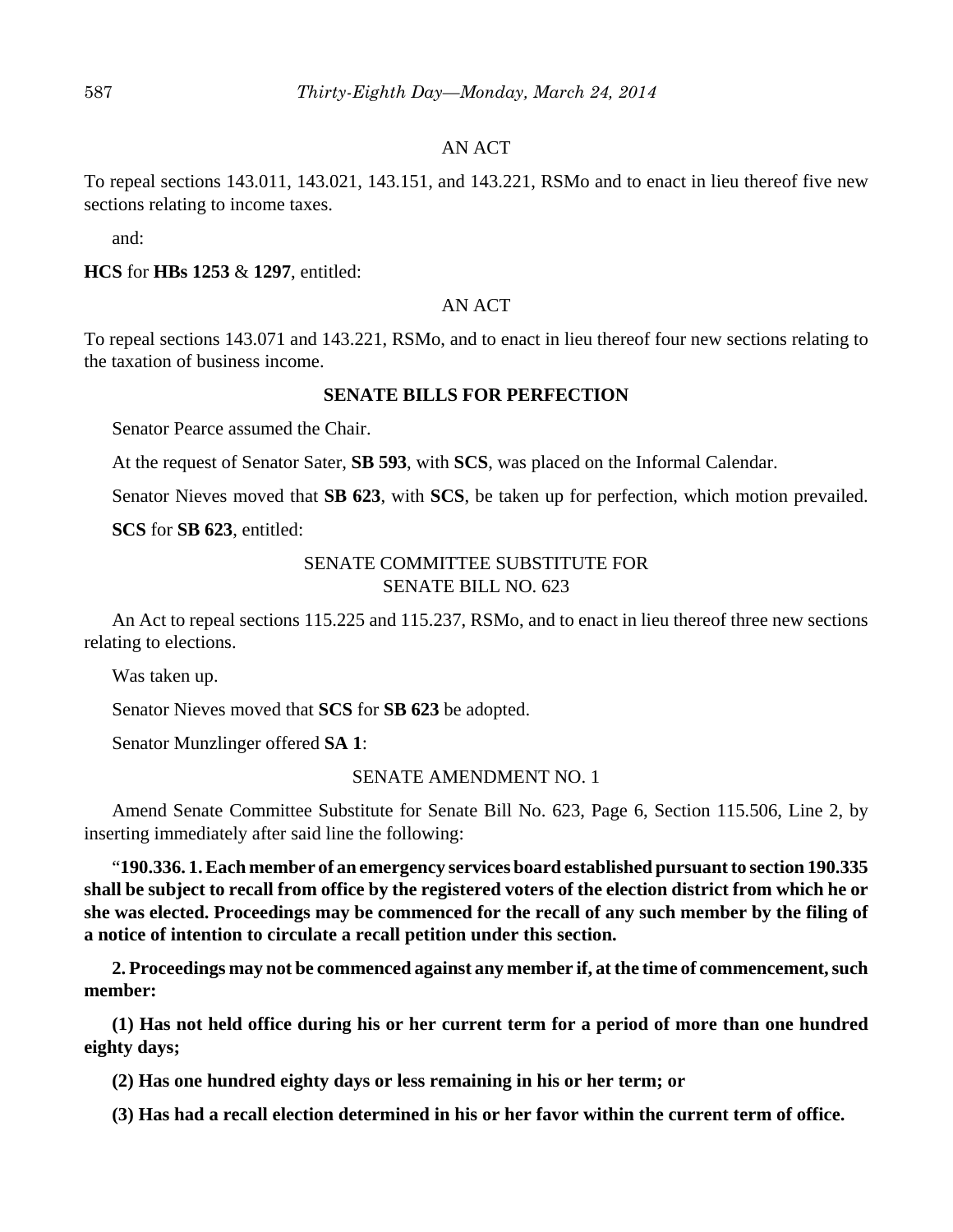AN ACT

To repeal sections 143.011, 143.021, 143.151, and 143.221, RSMo and to enact in lieu thereof five new sections relating to income taxes.

and:

**HCS** for **HBs 1253** & **1297**, entitled:

AN ACT

To repeal sections 143.071 and 143.221, RSMo, and to enact in lieu thereof four new sections relating to the taxation of business income.

**SENATE BILLS FOR PERFECTION**

Senator Pearce assumed the Chair.

At the request of Senator Sater, **SB 593**, with **SCS**, was placed on the Informal Calendar.

Senator Nieves moved that **SB 623**, with **SCS**, be taken up for perfection, which motion prevailed.

**SCS** for **SB 623**, entitled:

SENATE COMMITTEE SUBSTITUTE FOR
SENATE BILL NO. 623

An Act to repeal sections 115.225 and 115.237, RSMo, and to enact in lieu thereof three new sections relating to elections.

Was taken up.

Senator Nieves moved that **SCS** for **SB 623** be adopted.

Senator Munzlinger offered **SA 1**:

SENATE AMENDMENT NO. 1

Amend Senate Committee Substitute for Senate Bill No. 623, Page 6, Section 115.506, Line 2, by inserting immediately after said line the following:

"**190.336. 1. Each member of an emergency services board established pursuant to section 190.335 shall be subject to recall from office by the registered voters of the election district from which he or she was elected. Proceedings may be commenced for the recall of any such member by the filing of a notice of intention to circulate a recall petition under this section.**

**2. Proceedings may not be commenced against any member if, at the time of commencement, such member:**

**(1) Has not held office during his or her current term for a period of more than one hundred eighty days;**

**(2) Has one hundred eighty days or less remaining in his or her term; or**

**(3) Has had a recall election determined in his or her favor within the current term of office.**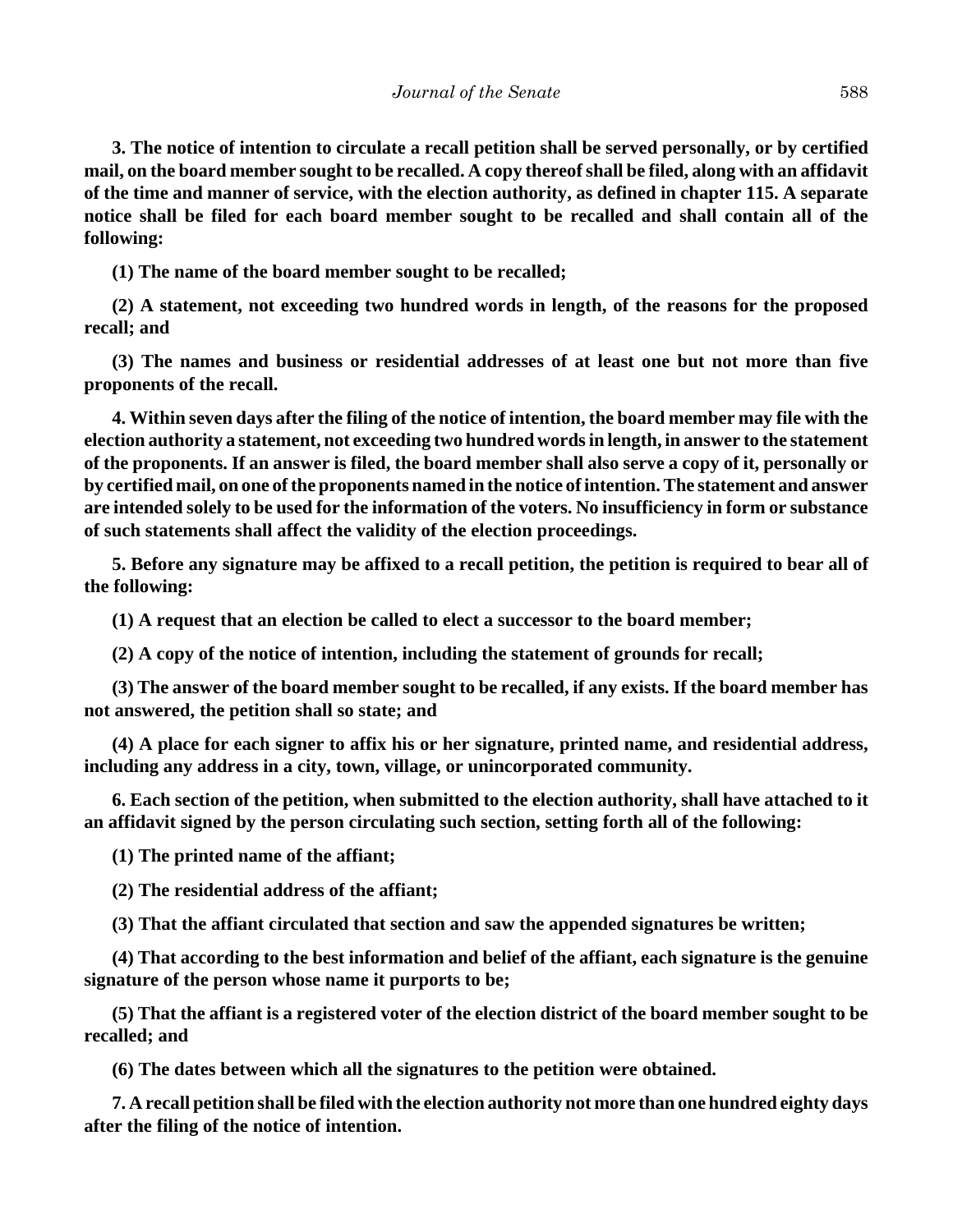**3. The notice of intention to circulate a recall petition shall be served personally, or by certified mail, on the board member sought to be recalled. A copy thereof shall be filed, along with an affidavit of the time and manner of service, with the election authority, as defined in chapter 115. A separate notice shall be filed for each board member sought to be recalled and shall contain all of the following:**

**(1) The name of the board member sought to be recalled;**

**(2) A statement, not exceeding two hundred words in length, of the reasons for the proposed recall; and**

**(3) The names and business or residential addresses of at least one but not more than five proponents of the recall.**

**4. Within seven days after the filing of the notice of intention, the board member may file with the election authority a statement, not exceeding two hundred words in length, in answer to the statement of the proponents. If an answer is filed, the board member shall also serve a copy of it, personally or by certified mail, on one of the proponents named in the notice of intention. The statement and answer are intended solely to be used for the information of the voters. No insufficiency in form or substance of such statements shall affect the validity of the election proceedings.**

**5. Before any signature may be affixed to a recall petition, the petition is required to bear all of the following:**

**(1) A request that an election be called to elect a successor to the board member;**

**(2) A copy of the notice of intention, including the statement of grounds for recall;**

**(3) The answer of the board member sought to be recalled, if any exists. If the board member has not answered, the petition shall so state; and**

**(4) A place for each signer to affix his or her signature, printed name, and residential address, including any address in a city, town, village, or unincorporated community.**

**6. Each section of the petition, when submitted to the election authority, shall have attached to it an affidavit signed by the person circulating such section, setting forth all of the following:**

**(1) The printed name of the affiant;**

**(2) The residential address of the affiant;**

**(3) That the affiant circulated that section and saw the appended signatures be written;**

**(4) That according to the best information and belief of the affiant, each signature is the genuine signature of the person whose name it purports to be;**

**(5) That the affiant is a registered voter of the election district of the board member sought to be recalled; and**

**(6) The dates between which all the signatures to the petition were obtained.**

**7. A recall petition shall be filed with the election authority not more than one hundred eighty days after the filing of the notice of intention.**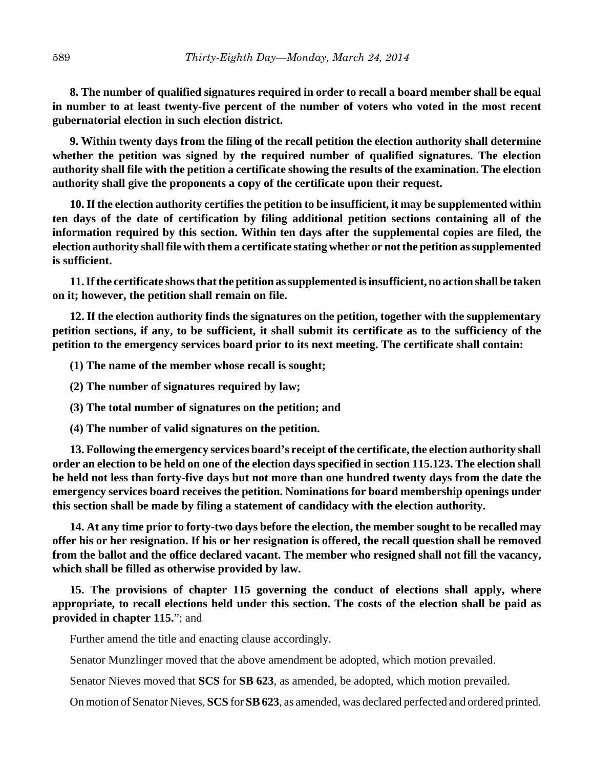**8. The number of qualified signatures required in order to recall a board member shall be equal in number to at least twenty-five percent of the number of voters who voted in the most recent gubernatorial election in such election district.**

**9. Within twenty days from the filing of the recall petition the election authority shall determine whether the petition was signed by the required number of qualified signatures. The election authority shall file with the petition a certificate showing the results of the examination. The election authority shall give the proponents a copy of the certificate upon their request.**

**10. If the election authority certifies the petition to be insufficient, it may be supplemented within ten days of the date of certification by filing additional petition sections containing all of the information required by this section. Within ten days after the supplemental copies are filed, the election authority shall file with them a certificate stating whether or not the petition as supplemented is sufficient.**

**11. If the certificate shows that the petition as supplemented is insufficient, no action shall be taken on it; however, the petition shall remain on file.**

**12. If the election authority finds the signatures on the petition, together with the supplementary petition sections, if any, to be sufficient, it shall submit its certificate as to the sufficiency of the petition to the emergency services board prior to its next meeting. The certificate shall contain:**

**(1) The name of the member whose recall is sought;**

**(2) The number of signatures required by law;**

**(3) The total number of signatures on the petition; and**

**(4) The number of valid signatures on the petition.**

**13. Following the emergency services board's receipt of the certificate, the election authority shall order an election to be held on one of the election days specified in section 115.123. The election shall be held not less than forty-five days but not more than one hundred twenty days from the date the emergency services board receives the petition. Nominations for board membership openings under this section shall be made by filing a statement of candidacy with the election authority.**

**14. At any time prior to forty-two days before the election, the member sought to be recalled may offer his or her resignation. If his or her resignation is offered, the recall question shall be removed from the ballot and the office declared vacant. The member who resigned shall not fill the vacancy, which shall be filled as otherwise provided by law.**

**15. The provisions of chapter 115 governing the conduct of elections shall apply, where appropriate, to recall elections held under this section. The costs of the election shall be paid as provided in chapter 115.**"; and

Further amend the title and enacting clause accordingly.

Senator Munzlinger moved that the above amendment be adopted, which motion prevailed.

Senator Nieves moved that **SCS** for **SB 623**, as amended, be adopted, which motion prevailed.

On motion of Senator Nieves, **SCS** for **SB 623**, as amended, was declared perfected and ordered printed.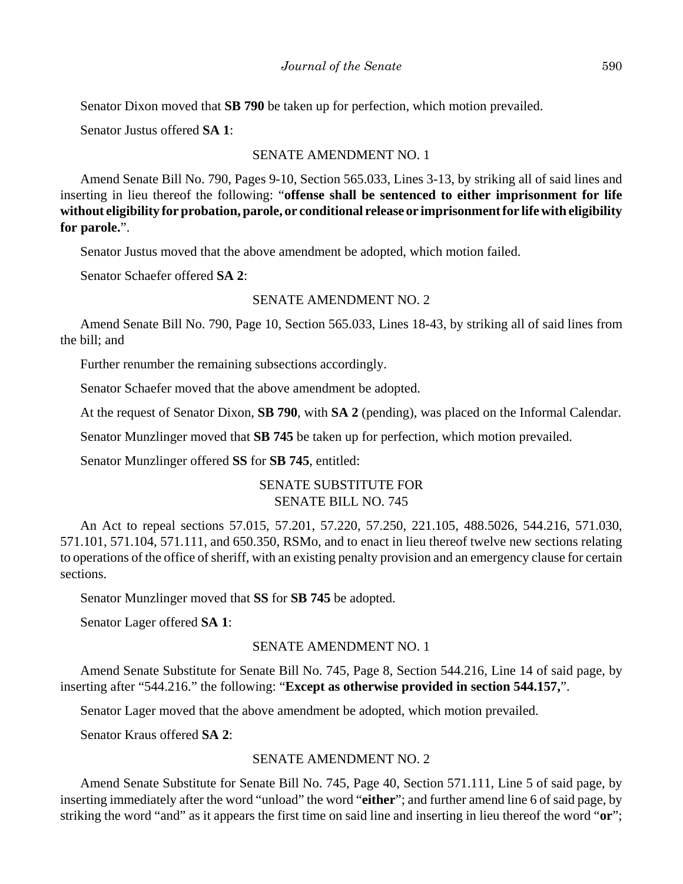Senator Dixon moved that **SB 790** be taken up for perfection, which motion prevailed.

Senator Justus offered **SA 1**:

SENATE AMENDMENT NO. 1

Amend Senate Bill No. 790, Pages 9-10, Section 565.033, Lines 3-13, by striking all of said lines and inserting in lieu thereof the following: "**offense shall be sentenced to either imprisonment for life without eligibility for probation, parole, or conditional release or imprisonment for life with eligibility for parole.**".

Senator Justus moved that the above amendment be adopted, which motion failed.

Senator Schaefer offered **SA 2**:

SENATE AMENDMENT NO. 2

Amend Senate Bill No. 790, Page 10, Section 565.033, Lines 18-43, by striking all of said lines from the bill; and

Further renumber the remaining subsections accordingly.

Senator Schaefer moved that the above amendment be adopted.

At the request of Senator Dixon, **SB 790**, with **SA 2** (pending), was placed on the Informal Calendar.

Senator Munzlinger moved that **SB 745** be taken up for perfection, which motion prevailed.

Senator Munzlinger offered **SS** for **SB 745**, entitled:

SENATE SUBSTITUTE FOR
SENATE BILL NO. 745

An Act to repeal sections 57.015, 57.201, 57.220, 57.250, 221.105, 488.5026, 544.216, 571.030, 571.101, 571.104, 571.111, and 650.350, RSMo, and to enact in lieu thereof twelve new sections relating to operations of the office of sheriff, with an existing penalty provision and an emergency clause for certain sections.

Senator Munzlinger moved that **SS** for **SB 745** be adopted.

Senator Lager offered **SA 1**:

SENATE AMENDMENT NO. 1

Amend Senate Substitute for Senate Bill No. 745, Page 8, Section 544.216, Line 14 of said page, by inserting after "544.216." the following: "**Except as otherwise provided in section 544.157,**".

Senator Lager moved that the above amendment be adopted, which motion prevailed.

Senator Kraus offered **SA 2**:

SENATE AMENDMENT NO. 2

Amend Senate Substitute for Senate Bill No. 745, Page 40, Section 571.111, Line 5 of said page, by inserting immediately after the word "unload" the word "**either**"; and further amend line 6 of said page, by striking the word "and" as it appears the first time on said line and inserting in lieu thereof the word "**or**";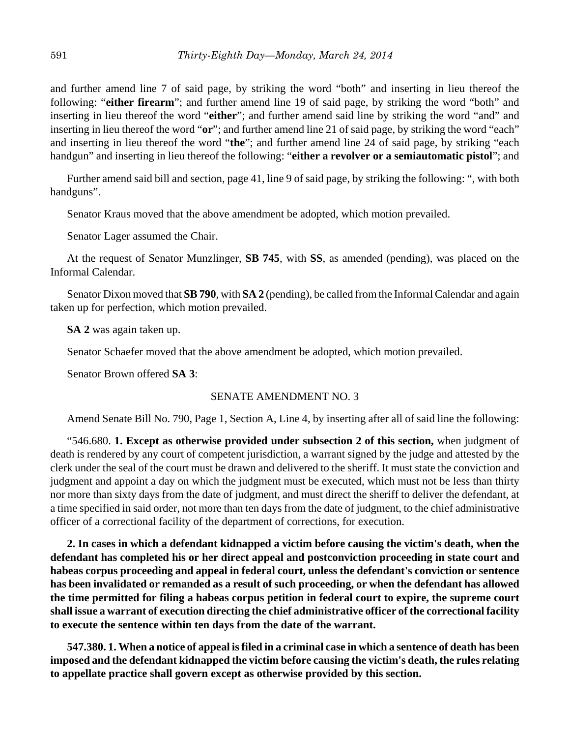and further amend line 7 of said page, by striking the word "both" and inserting in lieu thereof the following: "**either firearm**"; and further amend line 19 of said page, by striking the word "both" and inserting in lieu thereof the word "**either**"; and further amend said line by striking the word "and" and inserting in lieu thereof the word "**or**"; and further amend line 21 of said page, by striking the word "each" and inserting in lieu thereof the word "**the**"; and further amend line 24 of said page, by striking "each handgun" and inserting in lieu thereof the following: "**either a revolver or a semiautomatic pistol**"; and

Further amend said bill and section, page 41, line 9 of said page, by striking the following: ", with both handguns".

Senator Kraus moved that the above amendment be adopted, which motion prevailed.

Senator Lager assumed the Chair.

At the request of Senator Munzlinger, **SB 745**, with **SS**, as amended (pending), was placed on the Informal Calendar.

Senator Dixon moved that **SB 790**, with **SA 2** (pending), be called from the Informal Calendar and again taken up for perfection, which motion prevailed.

**SA 2** was again taken up.

Senator Schaefer moved that the above amendment be adopted, which motion prevailed.

Senator Brown offered **SA 3**:

SENATE AMENDMENT NO. 3

Amend Senate Bill No. 790, Page 1, Section A, Line 4, by inserting after all of said line the following:

"546.680. **1. Except as otherwise provided under subsection 2 of this section,** when judgment of death is rendered by any court of competent jurisdiction, a warrant signed by the judge and attested by the clerk under the seal of the court must be drawn and delivered to the sheriff. It must state the conviction and judgment and appoint a day on which the judgment must be executed, which must not be less than thirty nor more than sixty days from the date of judgment, and must direct the sheriff to deliver the defendant, at a time specified in said order, not more than ten days from the date of judgment, to the chief administrative officer of a correctional facility of the department of corrections, for execution.

**2. In cases in which a defendant kidnapped a victim before causing the victim's death, when the defendant has completed his or her direct appeal and postconviction proceeding in state court and habeas corpus proceeding and appeal in federal court, unless the defendant's conviction or sentence has been invalidated or remanded as a result of such proceeding, or when the defendant has allowed the time permitted for filing a habeas corpus petition in federal court to expire, the supreme court shall issue a warrant of execution directing the chief administrative officer of the correctional facility to execute the sentence within ten days from the date of the warrant.**

**547.380. 1. When a notice of appeal is filed in a criminal case in which a sentence of death has been imposed and the defendant kidnapped the victim before causing the victim's death, the rules relating to appellate practice shall govern except as otherwise provided by this section.**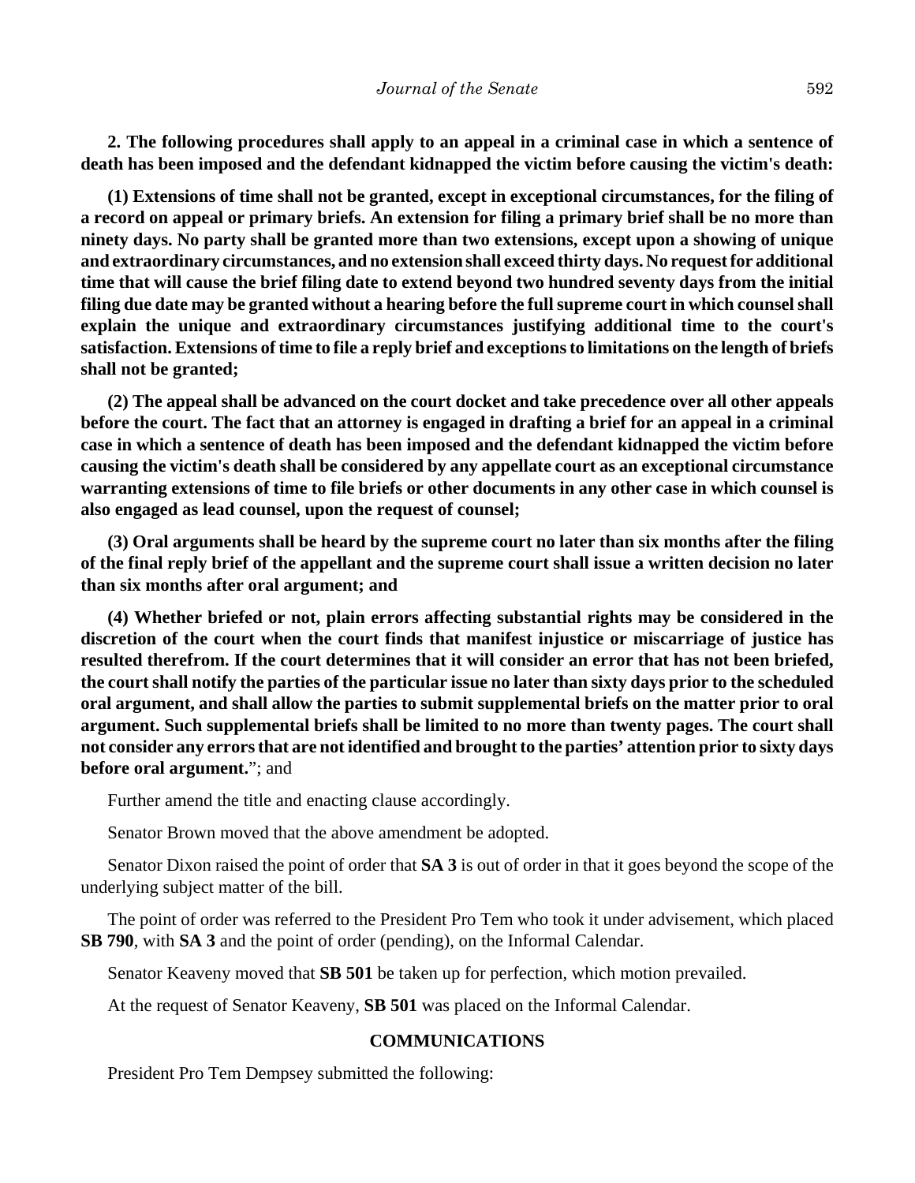**2. The following procedures shall apply to an appeal in a criminal case in which a sentence of death has been imposed and the defendant kidnapped the victim before causing the victim's death:**

**(1) Extensions of time shall not be granted, except in exceptional circumstances, for the filing of a record on appeal or primary briefs. An extension for filing a primary brief shall be no more than ninety days. No party shall be granted more than two extensions, except upon a showing of unique and extraordinary circumstances, and no extension shall exceed thirty days. No request for additional time that will cause the brief filing date to extend beyond two hundred seventy days from the initial filing due date may be granted without a hearing before the full supreme court in which counsel shall explain the unique and extraordinary circumstances justifying additional time to the court's satisfaction. Extensions of time to file a reply brief and exceptions to limitations on the length of briefs shall not be granted;**

**(2) The appeal shall be advanced on the court docket and take precedence over all other appeals before the court. The fact that an attorney is engaged in drafting a brief for an appeal in a criminal case in which a sentence of death has been imposed and the defendant kidnapped the victim before causing the victim's death shall be considered by any appellate court as an exceptional circumstance warranting extensions of time to file briefs or other documents in any other case in which counsel is also engaged as lead counsel, upon the request of counsel;**

**(3) Oral arguments shall be heard by the supreme court no later than six months after the filing of the final reply brief of the appellant and the supreme court shall issue a written decision no later than six months after oral argument; and**

**(4) Whether briefed or not, plain errors affecting substantial rights may be considered in the discretion of the court when the court finds that manifest injustice or miscarriage of justice has resulted therefrom. If the court determines that it will consider an error that has not been briefed, the court shall notify the parties of the particular issue no later than sixty days prior to the scheduled oral argument, and shall allow the parties to submit supplemental briefs on the matter prior to oral argument. Such supplemental briefs shall be limited to no more than twenty pages. The court shall not consider any errors that are not identified and brought to the parties' attention prior to sixty days before oral argument.**"; and

Further amend the title and enacting clause accordingly.

Senator Brown moved that the above amendment be adopted.

Senator Dixon raised the point of order that **SA 3** is out of order in that it goes beyond the scope of the underlying subject matter of the bill.

The point of order was referred to the President Pro Tem who took it under advisement, which placed **SB 790**, with **SA 3** and the point of order (pending), on the Informal Calendar.

Senator Keaveny moved that **SB 501** be taken up for perfection, which motion prevailed.

At the request of Senator Keaveny, **SB 501** was placed on the Informal Calendar.

## COMMUNICATIONS

President Pro Tem Dempsey submitted the following: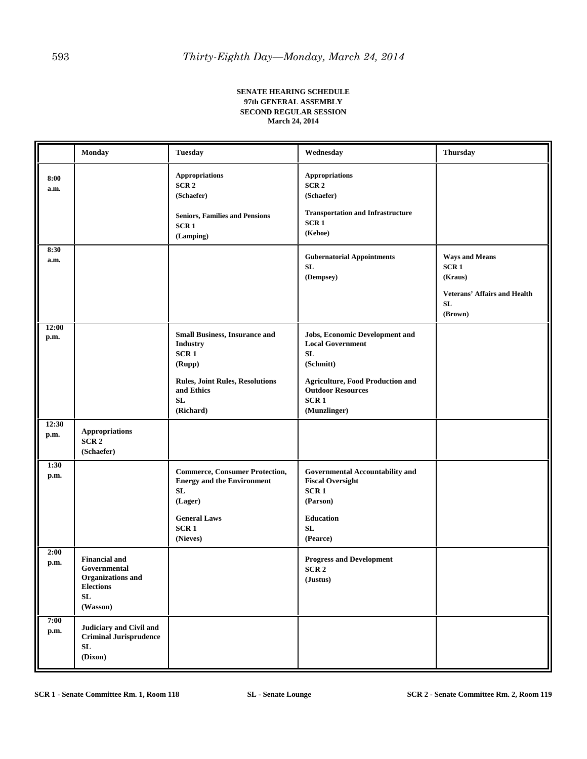**SENATE HEARING SCHEDULE**
**97th GENERAL ASSEMBLY**
**SECOND REGULAR SESSION**
**March 24, 2014**

| | Monday | Tuesday | Wednesday | Thursday |
|---|---|---|---|---|
| 8:00 a.m. | | Appropriations<br>SCR 2<br>(Schaefer)<br><br>Seniors, Families and Pensions<br>SCR 1<br>(Lamping) | Appropriations<br>SCR 2<br>(Schaefer)<br><br>Transportation and Infrastructure<br>SCR 1<br>(Kehoe) | |
| 8:30 a.m. | | | Gubernatorial Appointments<br>SL<br>(Dempsey) | Ways and Means<br>SCR 1<br>(Kraus)<br><br>Veterans' Affairs and Health<br>SL<br>(Brown) |
| 12:00 p.m. | | Small Business, Insurance and Industry<br>SCR 1<br>(Rupp)<br><br>Rules, Joint Rules, Resolutions and Ethics<br>SL<br>(Richard) | Jobs, Economic Development and Local Government<br>SL<br>(Schmitt)<br><br>Agriculture, Food Production and Outdoor Resources<br>SCR 1<br>(Munzlinger) | |
| 12:30 p.m. | Appropriations<br>SCR 2<br>(Schaefer) | | | |
| 1:30 p.m. | | Commerce, Consumer Protection, Energy and the Environment<br>SL<br>(Lager)<br><br>General Laws<br>SCR 1<br>(Nieves) | Governmental Accountability and Fiscal Oversight<br>SCR 1<br>(Parson)<br><br>Education<br>SL<br>(Pearce) | |
| 2:00 p.m. | Financial and Governmental Organizations and Elections<br>SL<br>(Wasson) | | Progress and Development<br>SCR 2<br>(Justus) | |
| 7:00 p.m. | Judiciary and Civil and Criminal Jurisprudence<br>SL<br>(Dixon) | | | |

**SCR 1 - Senate Committee Rm. 1, Room 118** **SL - Senate Lounge** **SCR 2 - Senate Committee Rm. 2, Room 119**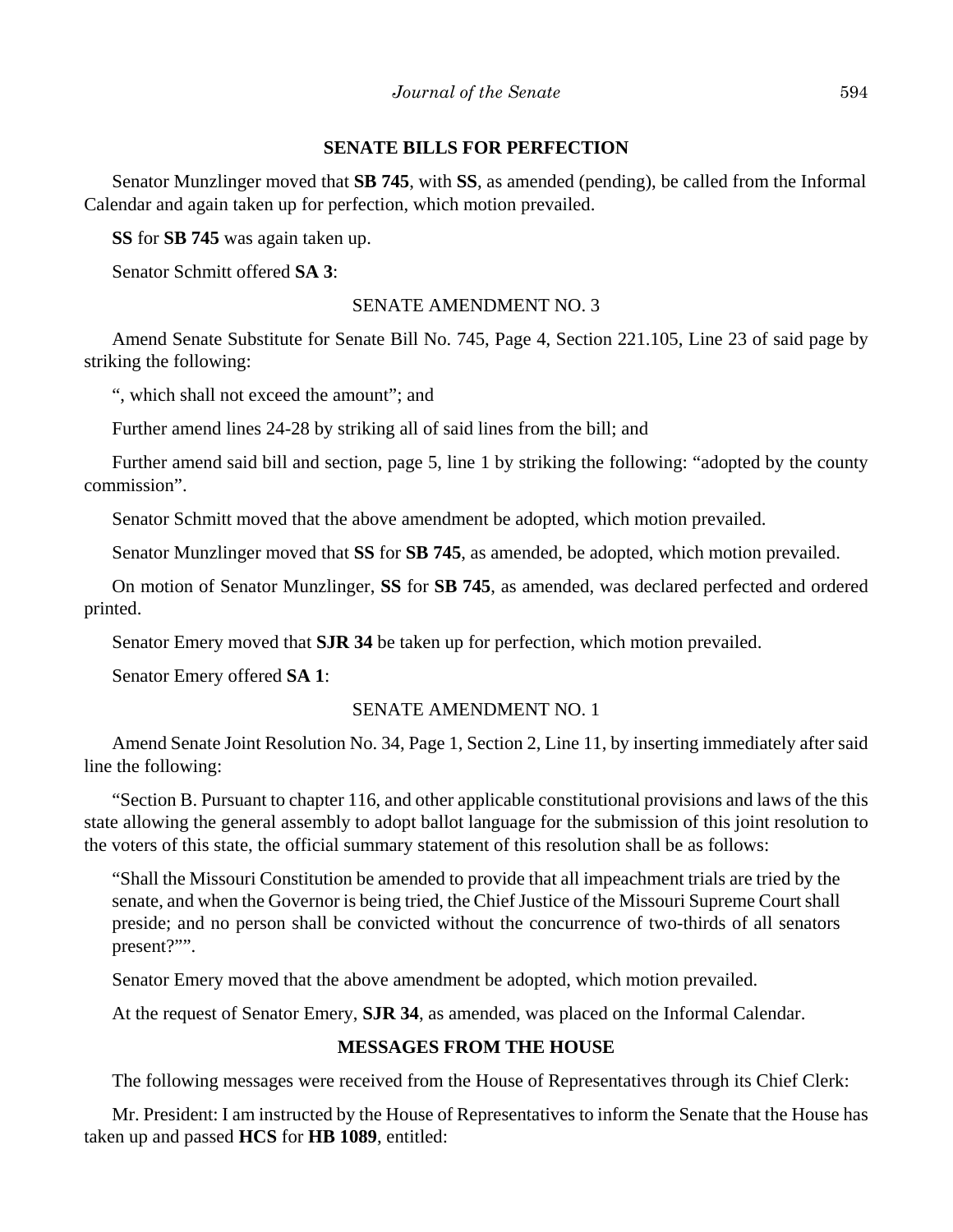### SENATE BILLS FOR PERFECTION

Senator Munzlinger moved that **SB 745**, with **SS**, as amended (pending), be called from the Informal Calendar and again taken up for perfection, which motion prevailed.

**SS** for **SB 745** was again taken up.

Senator Schmitt offered **SA 3**:

SENATE AMENDMENT NO. 3

Amend Senate Substitute for Senate Bill No. 745, Page 4, Section 221.105, Line 23 of said page by striking the following:

", which shall not exceed the amount"; and

Further amend lines 24-28 by striking all of said lines from the bill; and

Further amend said bill and section, page 5, line 1 by striking the following: "adopted by the county commission".

Senator Schmitt moved that the above amendment be adopted, which motion prevailed.

Senator Munzlinger moved that **SS** for **SB 745**, as amended, be adopted, which motion prevailed.

On motion of Senator Munzlinger, **SS** for **SB 745**, as amended, was declared perfected and ordered printed.

Senator Emery moved that **SJR 34** be taken up for perfection, which motion prevailed.

Senator Emery offered **SA 1**:

SENATE AMENDMENT NO. 1

Amend Senate Joint Resolution No. 34, Page 1, Section 2, Line 11, by inserting immediately after said line the following:

"Section B. Pursuant to chapter 116, and other applicable constitutional provisions and laws of the this state allowing the general assembly to adopt ballot language for the submission of this joint resolution to the voters of this state, the official summary statement of this resolution shall be as follows:

"Shall the Missouri Constitution be amended to provide that all impeachment trials are tried by the senate, and when the Governor is being tried, the Chief Justice of the Missouri Supreme Court shall preside; and no person shall be convicted without the concurrence of two-thirds of all senators present?"".

Senator Emery moved that the above amendment be adopted, which motion prevailed.

At the request of Senator Emery, **SJR 34**, as amended, was placed on the Informal Calendar.

### MESSAGES FROM THE HOUSE

The following messages were received from the House of Representatives through its Chief Clerk:

Mr. President: I am instructed by the House of Representatives to inform the Senate that the House has taken up and passed **HCS** for **HB 1089**, entitled: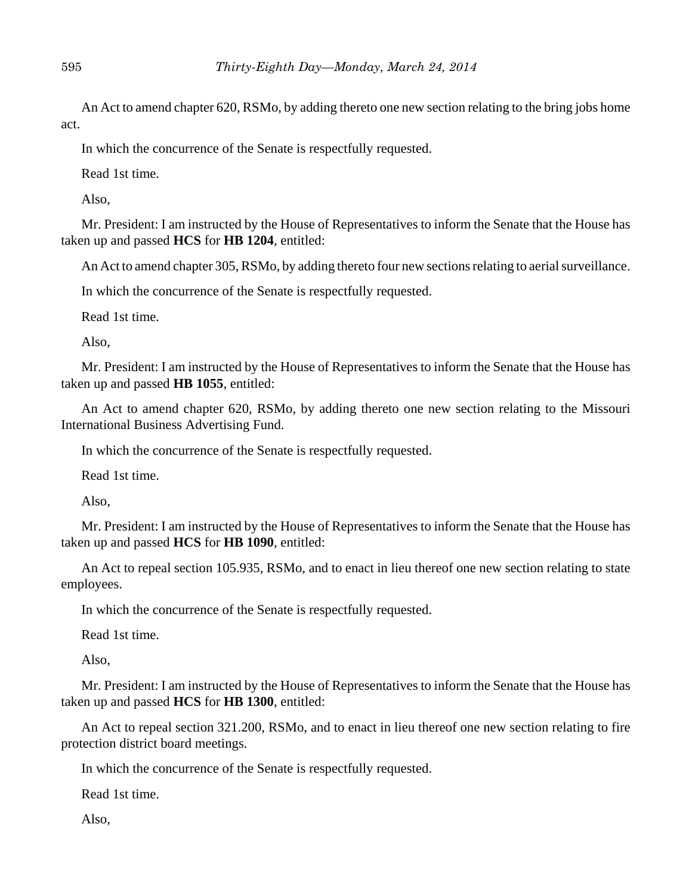An Act to amend chapter 620, RSMo, by adding thereto one new section relating to the bring jobs home act.

In which the concurrence of the Senate is respectfully requested.

Read 1st time.

Also,

Mr. President: I am instructed by the House of Representatives to inform the Senate that the House has taken up and passed **HCS** for **HB 1204**, entitled:

An Act to amend chapter 305, RSMo, by adding thereto four new sections relating to aerial surveillance.

In which the concurrence of the Senate is respectfully requested.

Read 1st time.

Also,

Mr. President: I am instructed by the House of Representatives to inform the Senate that the House has taken up and passed **HB 1055**, entitled:

An Act to amend chapter 620, RSMo, by adding thereto one new section relating to the Missouri International Business Advertising Fund.

In which the concurrence of the Senate is respectfully requested.

Read 1st time.

Also,

Mr. President: I am instructed by the House of Representatives to inform the Senate that the House has taken up and passed **HCS** for **HB 1090**, entitled:

An Act to repeal section 105.935, RSMo, and to enact in lieu thereof one new section relating to state employees.

In which the concurrence of the Senate is respectfully requested.

Read 1st time.

Also,

Mr. President: I am instructed by the House of Representatives to inform the Senate that the House has taken up and passed **HCS** for **HB 1300**, entitled:

An Act to repeal section 321.200, RSMo, and to enact in lieu thereof one new section relating to fire protection district board meetings.

In which the concurrence of the Senate is respectfully requested.

Read 1st time.

Also,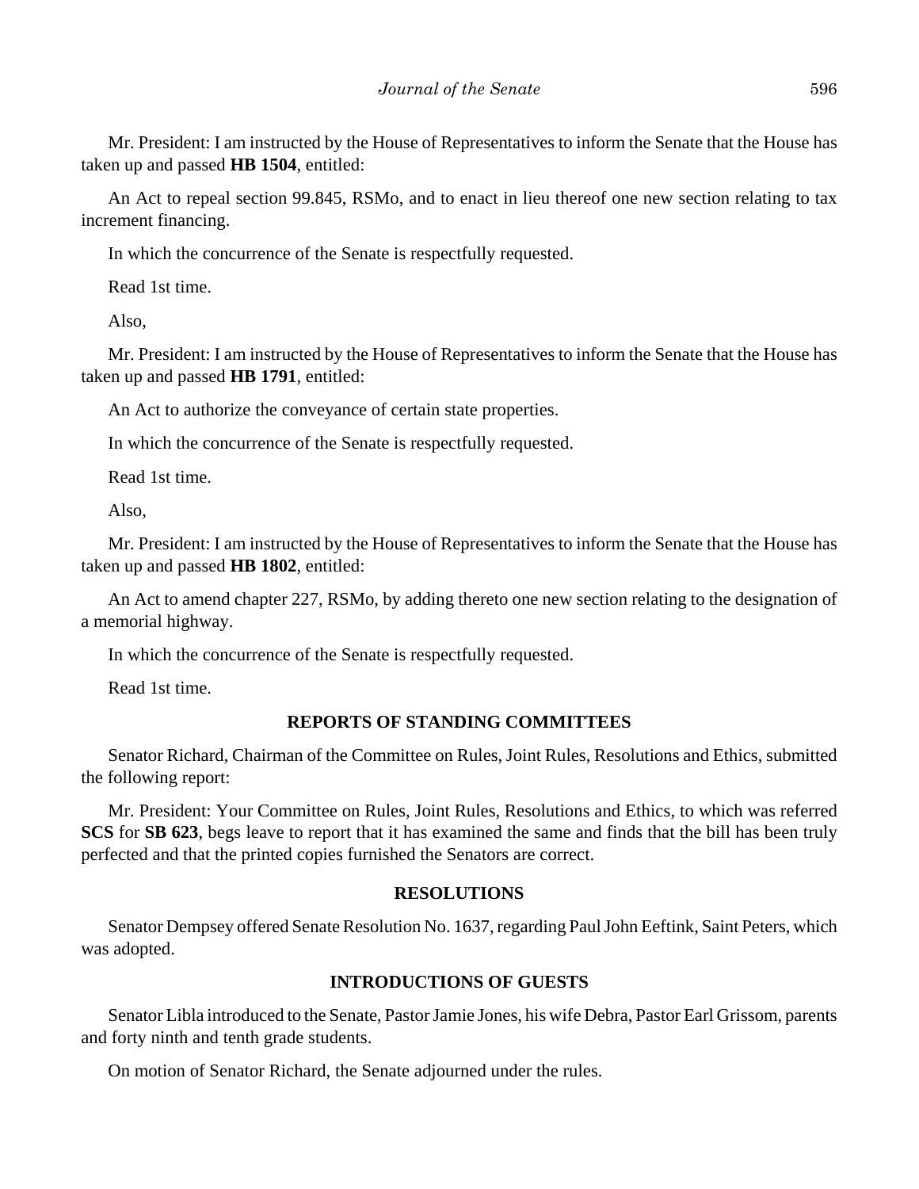Mr. President: I am instructed by the House of Representatives to inform the Senate that the House has taken up and passed **HB 1504**, entitled:

An Act to repeal section 99.845, RSMo, and to enact in lieu thereof one new section relating to tax increment financing.

In which the concurrence of the Senate is respectfully requested.

Read 1st time.

Also,

Mr. President: I am instructed by the House of Representatives to inform the Senate that the House has taken up and passed **HB 1791**, entitled:

An Act to authorize the conveyance of certain state properties.

In which the concurrence of the Senate is respectfully requested.

Read 1st time.

Also,

Mr. President: I am instructed by the House of Representatives to inform the Senate that the House has taken up and passed **HB 1802**, entitled:

An Act to amend chapter 227, RSMo, by adding thereto one new section relating to the designation of a memorial highway.

In which the concurrence of the Senate is respectfully requested.

Read 1st time.

## REPORTS OF STANDING COMMITTEES

Senator Richard, Chairman of the Committee on Rules, Joint Rules, Resolutions and Ethics, submitted the following report:

Mr. President: Your Committee on Rules, Joint Rules, Resolutions and Ethics, to which was referred **SCS** for **SB 623**, begs leave to report that it has examined the same and finds that the bill has been truly perfected and that the printed copies furnished the Senators are correct.

## RESOLUTIONS

Senator Dempsey offered Senate Resolution No. 1637, regarding Paul John Eeftink, Saint Peters, which was adopted.

## INTRODUCTIONS OF GUESTS

Senator Libla introduced to the Senate, Pastor Jamie Jones, his wife Debra, Pastor Earl Grissom, parents and forty ninth and tenth grade students.

On motion of Senator Richard, the Senate adjourned under the rules.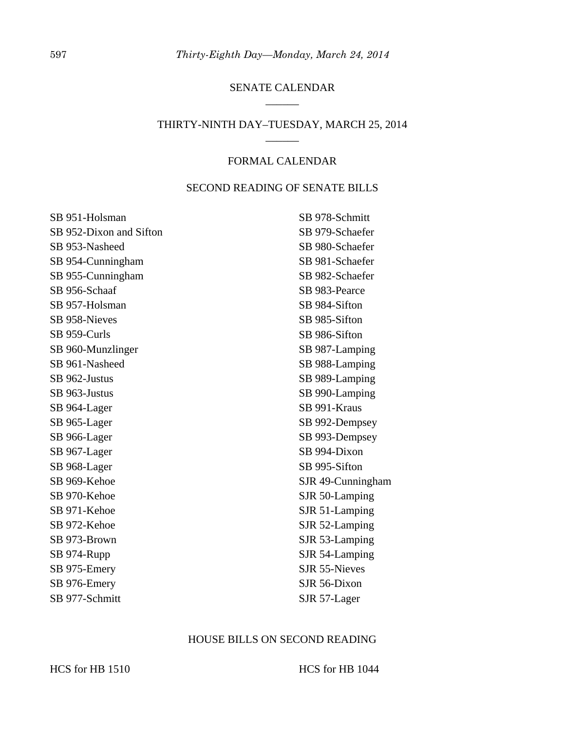## SENATE CALENDAR

______

## THIRTY-NINTH DAY–TUESDAY, MARCH 25, 2014

______

### FORMAL CALENDAR

### SECOND READING OF SENATE BILLS

SB 951-Holsman
SB 952-Dixon and Sifton
SB 953-Nasheed
SB 954-Cunningham
SB 955-Cunningham
SB 956-Schaaf
SB 957-Holsman
SB 958-Nieves
SB 959-Curls
SB 960-Munzlinger
SB 961-Nasheed
SB 962-Justus
SB 963-Justus
SB 964-Lager
SB 965-Lager
SB 966-Lager
SB 967-Lager
SB 968-Lager
SB 969-Kehoe
SB 970-Kehoe
SB 971-Kehoe
SB 972-Kehoe
SB 973-Brown
SB 974-Rupp
SB 975-Emery
SB 976-Emery
SB 977-Schmitt
SB 978-Schmitt
SB 979-Schaefer
SB 980-Schaefer
SB 981-Schaefer
SB 982-Schaefer
SB 983-Pearce
SB 984-Sifton
SB 985-Sifton
SB 986-Sifton
SB 987-Lamping
SB 988-Lamping
SB 989-Lamping
SB 990-Lamping
SB 991-Kraus
SB 992-Dempsey
SB 993-Dempsey
SB 994-Dixon
SB 995-Sifton
SJR 49-Cunningham
SJR 50-Lamping
SJR 51-Lamping
SJR 52-Lamping
SJR 53-Lamping
SJR 54-Lamping
SJR 55-Nieves
SJR 56-Dixon
SJR 57-Lager

### HOUSE BILLS ON SECOND READING

HCS for HB 1510
HCS for HB 1044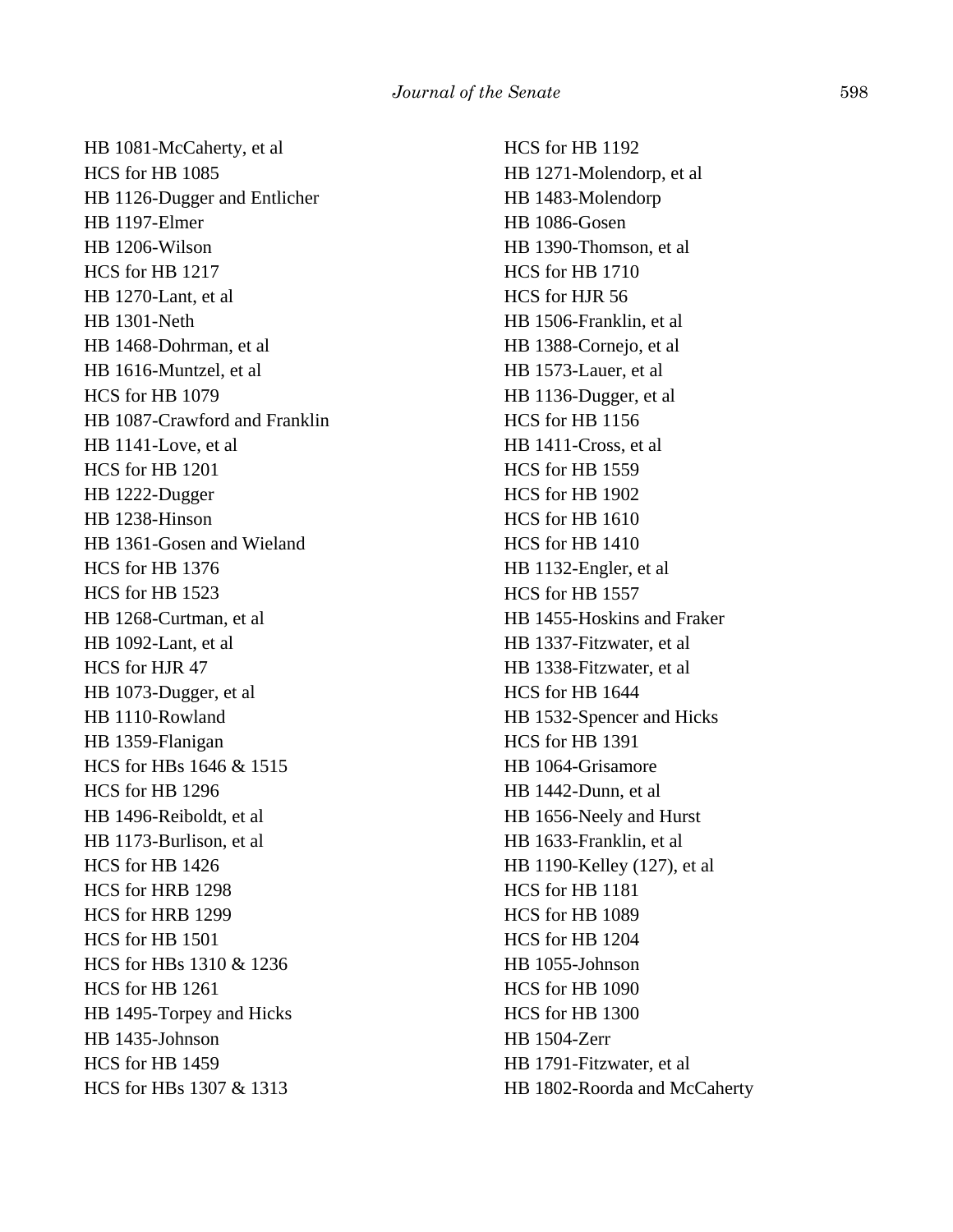HB 1081-McCaherty, et al
HCS for HB 1085
HB 1126-Dugger and Entlicher
HB 1197-Elmer
HB 1206-Wilson
HCS for HB 1217
HB 1270-Lant, et al
HB 1301-Neth
HB 1468-Dohrman, et al
HB 1616-Muntzel, et al
HCS for HB 1079
HB 1087-Crawford and Franklin
HB 1141-Love, et al
HCS for HB 1201
HB 1222-Dugger
HB 1238-Hinson
HB 1361-Gosen and Wieland
HCS for HB 1376
HCS for HB 1523
HB 1268-Curtman, et al
HB 1092-Lant, et al
HCS for HJR 47
HB 1073-Dugger, et al
HB 1110-Rowland
HB 1359-Flanigan
HCS for HBs 1646 & 1515
HCS for HB 1296
HB 1496-Reiboldt, et al
HB 1173-Burlison, et al
HCS for HB 1426
HCS for HRB 1298
HCS for HRB 1299
HCS for HB 1501
HCS for HBs 1310 & 1236
HCS for HB 1261
HB 1495-Torpey and Hicks
HB 1435-Johnson
HCS for HB 1459
HCS for HBs 1307 & 1313
HCS for HB 1192
HB 1271-Molendorp, et al
HB 1483-Molendorp
HB 1086-Gosen
HB 1390-Thomson, et al
HCS for HB 1710
HCS for HJR 56
HB 1506-Franklin, et al
HB 1388-Cornejo, et al
HB 1573-Lauer, et al
HB 1136-Dugger, et al
HCS for HB 1156
HB 1411-Cross, et al
HCS for HB 1559
HCS for HB 1902
HCS for HB 1610
HCS for HB 1410
HB 1132-Engler, et al
HCS for HB 1557
HB 1455-Hoskins and Fraker
HB 1337-Fitzwater, et al
HB 1338-Fitzwater, et al
HCS for HB 1644
HB 1532-Spencer and Hicks
HCS for HB 1391
HB 1064-Grisamore
HB 1442-Dunn, et al
HB 1656-Neely and Hurst
HB 1633-Franklin, et al
HB 1190-Kelley (127), et al
HCS for HB 1181
HCS for HB 1089
HCS for HB 1204
HB 1055-Johnson
HCS for HB 1090
HCS for HB 1300
HB 1504-Zerr
HB 1791-Fitzwater, et al
HB 1802-Roorda and McCaherty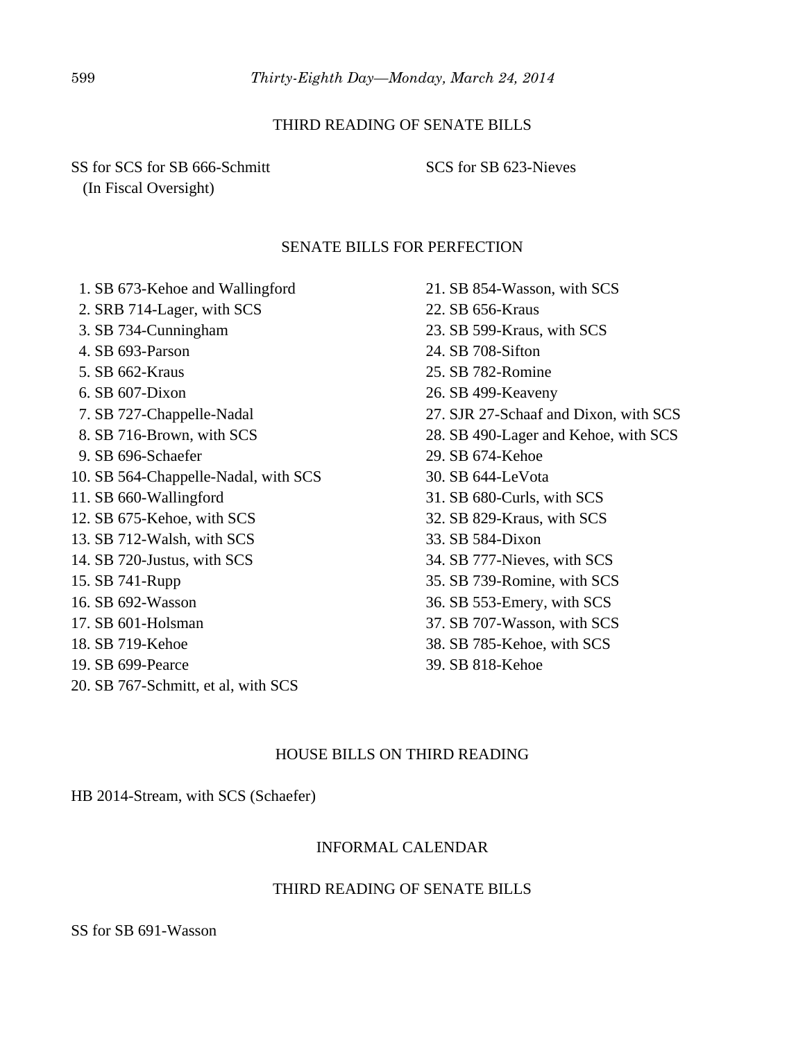## THIRD READING OF SENATE BILLS

SS for SCS for SB 666-Schmitt
(In Fiscal Oversight)

SCS for SB 623-Nieves

## SENATE BILLS FOR PERFECTION

1. SB 673-Kehoe and Wallingford
2. SRB 714-Lager, with SCS
3. SB 734-Cunningham
4. SB 693-Parson
5. SB 662-Kraus
6. SB 607-Dixon
7. SB 727-Chappelle-Nadal
8. SB 716-Brown, with SCS
9. SB 696-Schaefer
10. SB 564-Chappelle-Nadal, with SCS
11. SB 660-Wallingford
12. SB 675-Kehoe, with SCS
13. SB 712-Walsh, with SCS
14. SB 720-Justus, with SCS
15. SB 741-Rupp
16. SB 692-Wasson
17. SB 601-Holsman
18. SB 719-Kehoe
19. SB 699-Pearce
20. SB 767-Schmitt, et al, with SCS
21. SB 854-Wasson, with SCS
22. SB 656-Kraus
23. SB 599-Kraus, with SCS
24. SB 708-Sifton
25. SB 782-Romine
26. SB 499-Keaveny
27. SJR 27-Schaaf and Dixon, with SCS
28. SB 490-Lager and Kehoe, with SCS
29. SB 674-Kehoe
30. SB 644-LeVota
31. SB 680-Curls, with SCS
32. SB 829-Kraus, with SCS
33. SB 584-Dixon
34. SB 777-Nieves, with SCS
35. SB 739-Romine, with SCS
36. SB 553-Emery, with SCS
37. SB 707-Wasson, with SCS
38. SB 785-Kehoe, with SCS
39. SB 818-Kehoe

## HOUSE BILLS ON THIRD READING

HB 2014-Stream, with SCS (Schaefer)

## INFORMAL CALENDAR

## THIRD READING OF SENATE BILLS

SS for SB 691-Wasson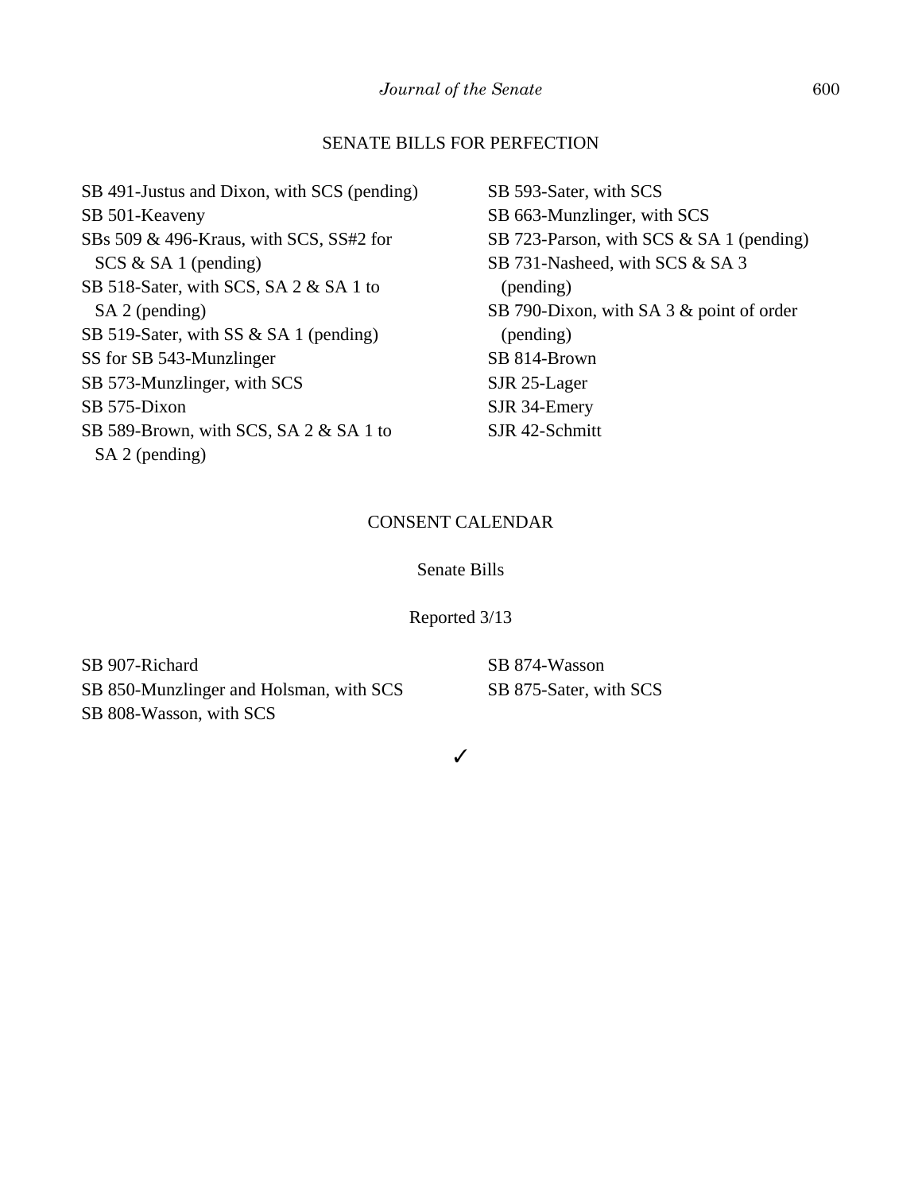## SENATE BILLS FOR PERFECTION

SB 491-Justus and Dixon, with SCS (pending)
SB 501-Keaveny
SBs 509 & 496-Kraus, with SCS, SS#2 for SCS & SA 1 (pending)
SB 518-Sater, with SCS, SA 2 & SA 1 to SA 2 (pending)
SB 519-Sater, with SS & SA 1 (pending)
SS for SB 543-Munzlinger
SB 573-Munzlinger, with SCS
SB 575-Dixon
SB 589-Brown, with SCS, SA 2 & SA 1 to SA 2 (pending)
SB 593-Sater, with SCS
SB 663-Munzlinger, with SCS
SB 723-Parson, with SCS & SA 1 (pending)
SB 731-Nasheed, with SCS & SA 3 (pending)
SB 790-Dixon, with SA 3 & point of order (pending)
SB 814-Brown
SJR 25-Lager
SJR 34-Emery
SJR 42-Schmitt

## CONSENT CALENDAR

### Senate Bills

Reported 3/13

SB 907-Richard
SB 850-Munzlinger and Holsman, with SCS
SB 808-Wasson, with SCS
SB 874-Wasson
SB 875-Sater, with SCS

✓